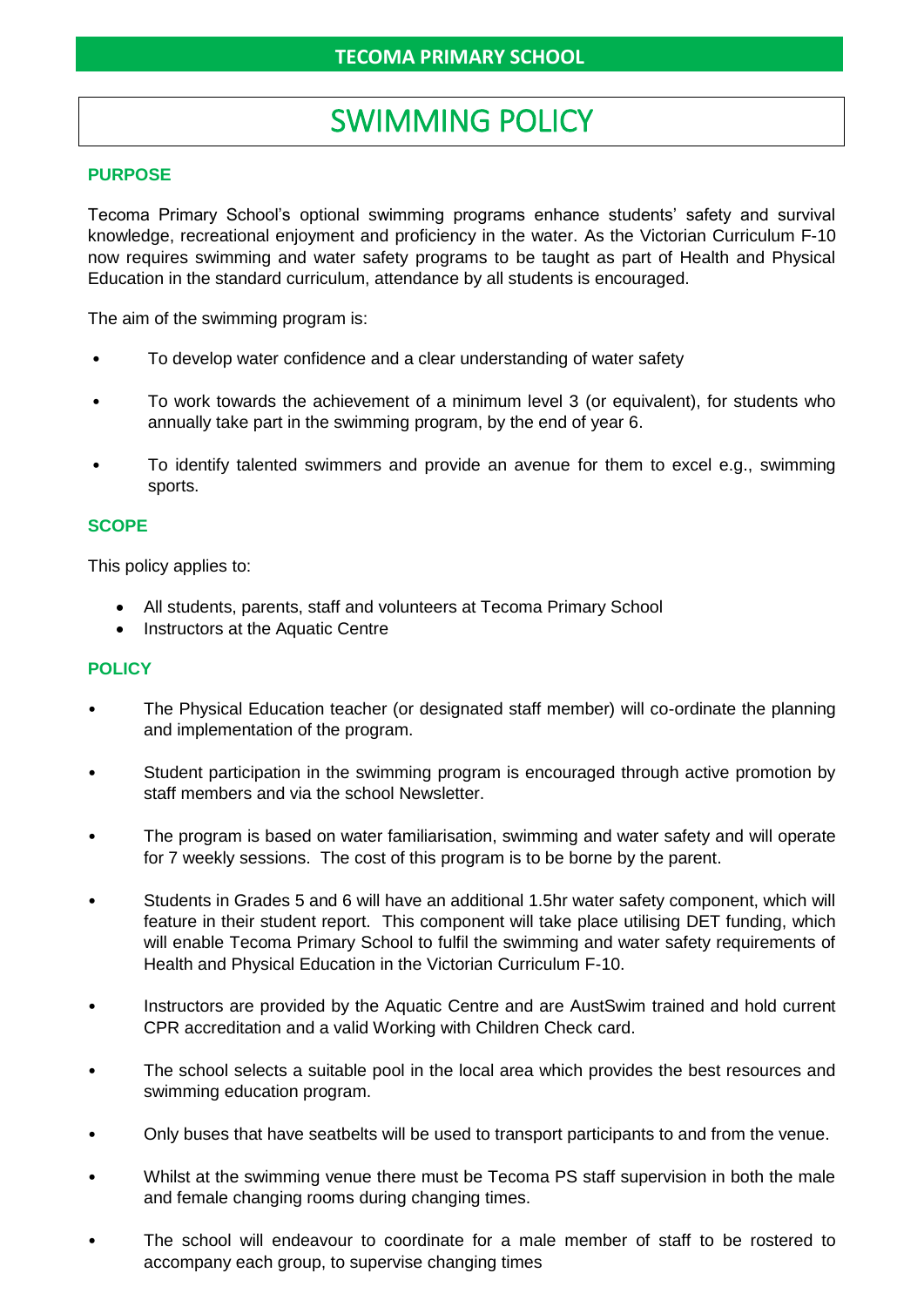**TECOMA PRIMARY SCHOOL**

# SWIMMING POLICY

## PURPOSE

Tecoma Primary School's optional swimming programs enhance students' safety and survival knowledge, recreational enjoyment and proficiency in the water. As the Victorian Curriculum F-10 now requires swimming and water safety programs to be taught as part of Health and Physical Education in the standard curriculum, attendance by all students is encouraged.

The aim of the swimming program is:

- To develop water confidence and a clear understanding of water safety
- To work towards the achievement of a minimum level 3 (or equivalent), for students who annually take part in the swimming program, by the end of year 6.
- To identify talented swimmers and provide an avenue for them to excel e.g., swimming sports.

## SCOPE

This policy applies to:

- All students, parents, staff and volunteers at Tecoma Primary School
- Instructors at the Aquatic Centre

## POLICY

- The Physical Education teacher (or designated staff member) will co-ordinate the planning and implementation of the program.
- Student participation in the swimming program is encouraged through active promotion by staff members and via the school Newsletter.
- The program is based on water familiarisation, swimming and water safety and will operate for 7 weekly sessions. The cost of this program is to be borne by the parent.
- Students in Grades 5 and 6 will have an additional 1.5hr water safety component, which will feature in their student report. This component will take place utilising DET funding, which will enable Tecoma Primary School to fulfil the swimming and water safety requirements of Health and Physical Education in the Victorian Curriculum F-10.
- Instructors are provided by the Aquatic Centre and are AustSwim trained and hold current CPR accreditation and a valid Working with Children Check card.
- The school selects a suitable pool in the local area which provides the best resources and swimming education program.
- Only buses that have seatbelts will be used to transport participants to and from the venue.
- Whilst at the swimming venue there must be Tecoma PS staff supervision in both the male and female changing rooms during changing times.
- The school will endeavour to coordinate for a male member of staff to be rostered to accompany each group, to supervise changing times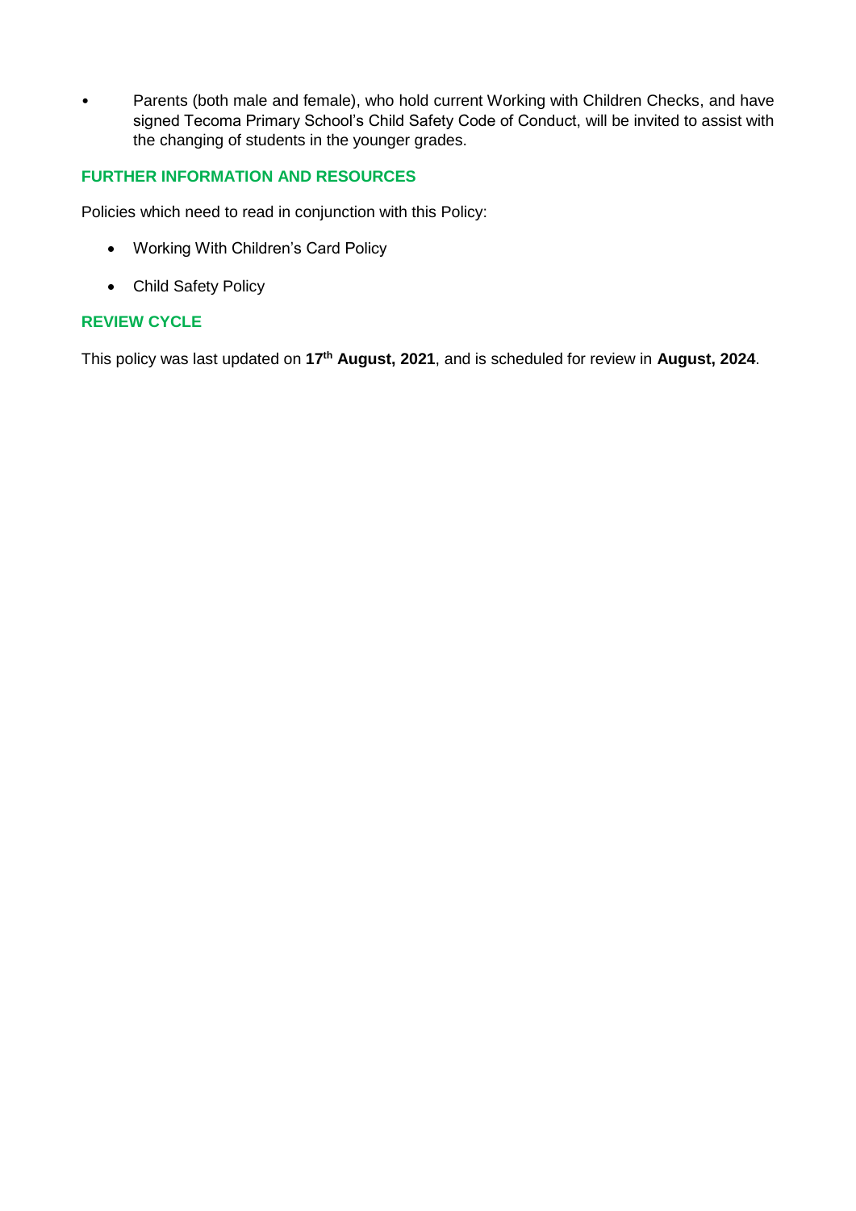- Parents (both male and female), who hold current Working with Children Checks, and have signed Tecoma Primary School's Child Safety Code of Conduct, will be invited to assist with the changing of students in the younger grades.

## FURTHER INFORMATION AND RESOURCES

Policies which need to read in conjunction with this Policy:

- Working With Children's Card Policy
- Child Safety Policy

## REVIEW CYCLE

This policy was last updated on **17th August, 2021**, and is scheduled for review in **August, 2024**.